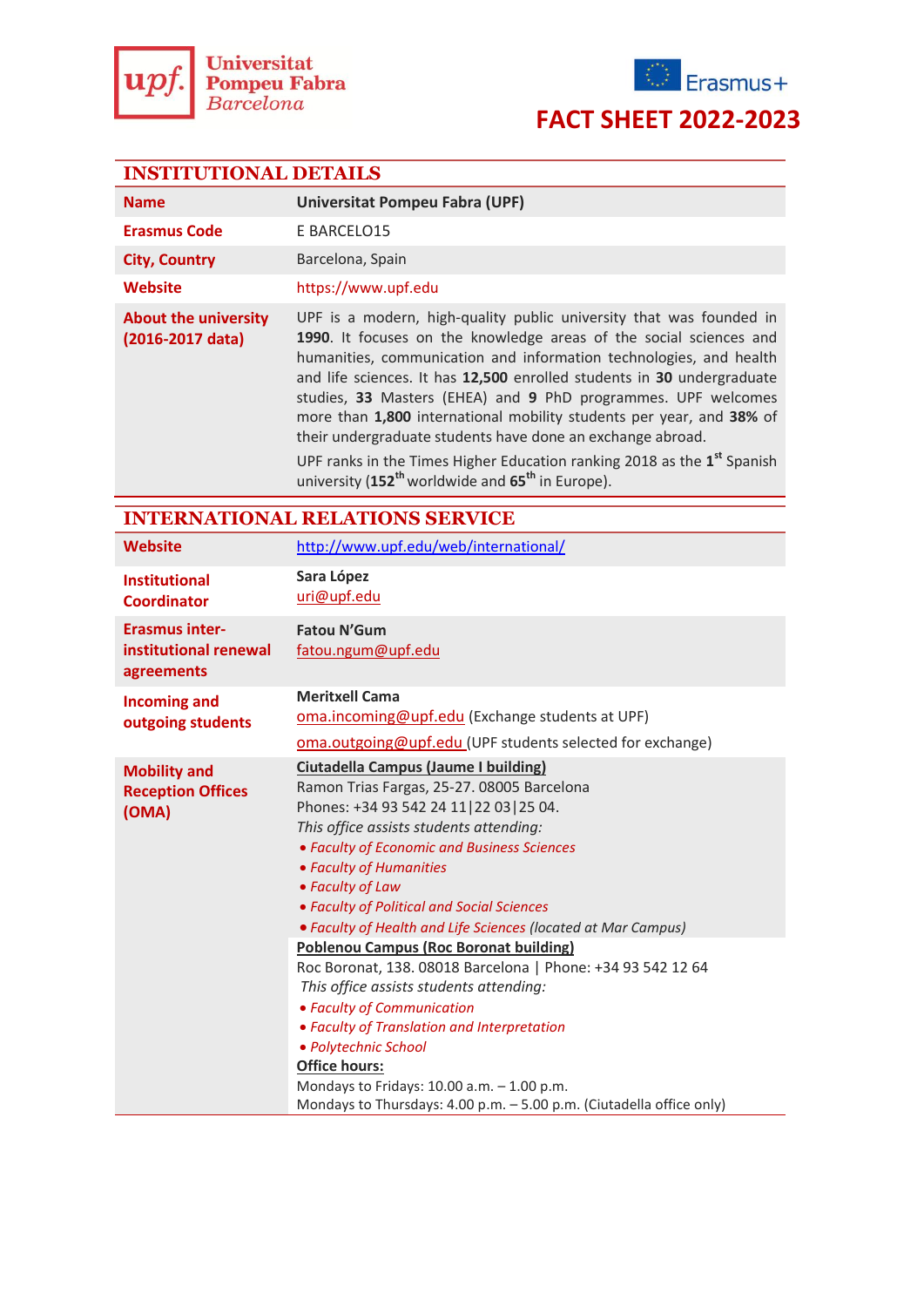Universitat Pompeu Fabra Barcelona

Erasmus+

# FACT SHEET 2022-2023

## INSTITUTIONAL DETAILS

| | |
|---|---|
| **Name** | **Universitat Pompeu Fabra (UPF)** |
| **Erasmus Code** | E BARCELO15 |
| **City, Country** | Barcelona, Spain |
| **Website** | https://www.upf.edu |
| **About the university (2016-2017 data)** | UPF is a modern, high-quality public university that was founded in **1990**. It focuses on the knowledge areas of the social sciences and humanities, communication and information technologies, and health and life sciences. It has **12,500** enrolled students in **30** undergraduate studies, **33** Masters (EHEA) and **9** PhD programmes. UPF welcomes more than **1,800** international mobility students per year, and **38%** of their undergraduate students have done an exchange abroad.<br>UPF ranks in the Times Higher Education ranking 2018 as the **1st** Spanish university (**152th** worldwide and **65th** in Europe). |

## INTERNATIONAL RELATIONS SERVICE

| | |
|---|---|
| **Website** | http://www.upf.edu/web/international/ |
| **Institutional Coordinator** | **Sara López**<br>uri@upf.edu |
| **Erasmus inter-institutional renewal agreements** | **Fatou N'Gum**<br>fatou.ngum@upf.edu |
| **Incoming and outgoing students** | **Meritxell Cama**<br>oma.incoming@upf.edu (Exchange students at UPF)<br>oma.outgoing@upf.edu (UPF students selected for exchange) |
| **Mobility and Reception Offices (OMA)** | **Ciutadella Campus (Jaume I building)**<br>Ramon Trias Fargas, 25-27. 08005 Barcelona<br>Phones: +34 93 542 24 11\|22 03\|25 04.<br>*This office assists students attending:*<br>• *Faculty of Economic and Business Sciences*<br>• *Faculty of Humanities*<br>• *Faculty of Law*<br>• *Faculty of Political and Social Sciences*<br>• *Faculty of Health and Life Sciences (located at Mar Campus)*<br>**Poblenou Campus (Roc Boronat building)**<br>Roc Boronat, 138. 08018 Barcelona \| Phone: +34 93 542 12 64<br>*This office assists students attending:*<br>• *Faculty of Communication*<br>• *Faculty of Translation and Interpretation*<br>• *Polytechnic School*<br>**Office hours:**<br>Mondays to Fridays: 10.00 a.m. – 1.00 p.m.<br>Mondays to Thursdays: 4.00 p.m. – 5.00 p.m. (Ciutadella office only) |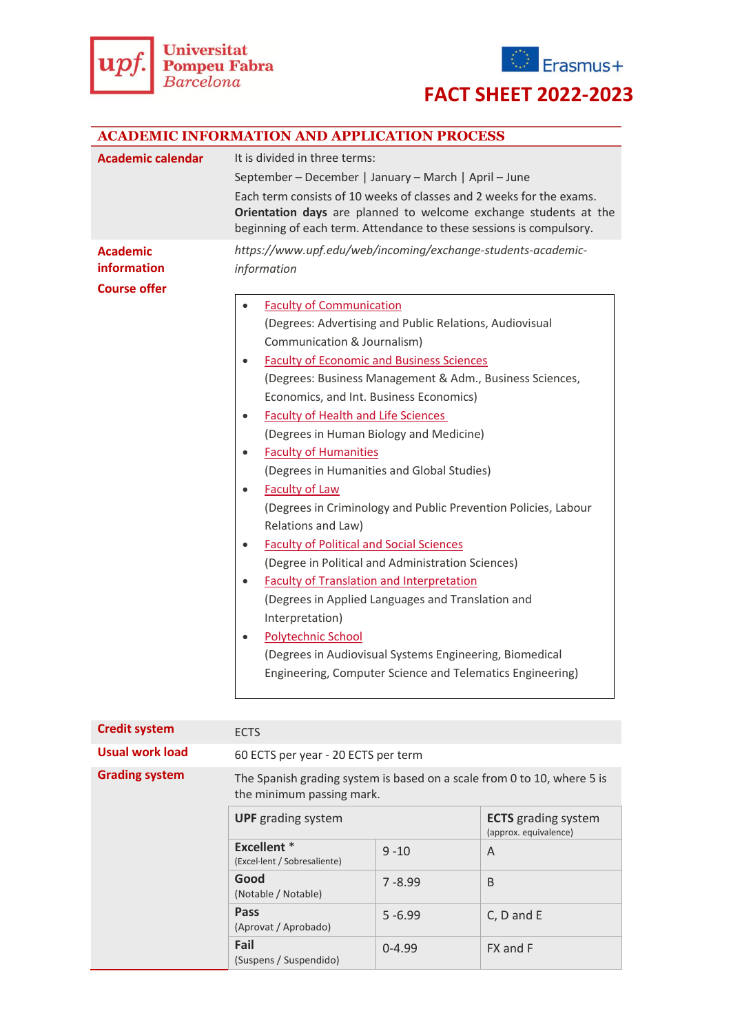Universitat Pompeu Fabra Barcelona

Erasmus+

# FACT SHEET 2022-2023

## ACADEMIC INFORMATION AND APPLICATION PROCESS

**Academic calendar**

It is divided in three terms:

September – December | January – March | April – June

Each term consists of 10 weeks of classes and 2 weeks for the exams. **Orientation days** are planned to welcome exchange students at the beginning of each term. Attendance to these sessions is compulsory.

**Academic information**

*https://www.upf.edu/web/incoming/exchange-students-academic-information*

**Course offer**

- Faculty of Communication
  (Degrees: Advertising and Public Relations, Audiovisual Communication & Journalism)
- Faculty of Economic and Business Sciences
  (Degrees: Business Management & Adm., Business Sciences, Economics, and Int. Business Economics)
- Faculty of Health and Life Sciences
  (Degrees in Human Biology and Medicine)
- Faculty of Humanities
  (Degrees in Humanities and Global Studies)
- Faculty of Law
  (Degrees in Criminology and Public Prevention Policies, Labour Relations and Law)
- Faculty of Political and Social Sciences
  (Degree in Political and Administration Sciences)
- Faculty of Translation and Interpretation
  (Degrees in Applied Languages and Translation and Interpretation)
- Polytechnic School
  (Degrees in Audiovisual Systems Engineering, Biomedical Engineering, Computer Science and Telematics Engineering)

**Credit system**

ECTS

**Usual work load**

60 ECTS per year - 20 ECTS per term

**Grading system**

The Spanish grading system is based on a scale from 0 to 10, where 5 is the minimum passing mark.

| **UPF** grading system | | **ECTS** grading system (approx. equivalence) |
|---|---|---|
| **Excellent** * (Excel·lent / Sobresaliente) | 9 -10 | A |
| **Good** (Notable / Notable) | 7 -8.99 | B |
| **Pass** (Aprovat / Aprobado) | 5 -6.99 | C, D and E |
| **Fail** (Suspens / Suspendido) | 0-4.99 | FX and F |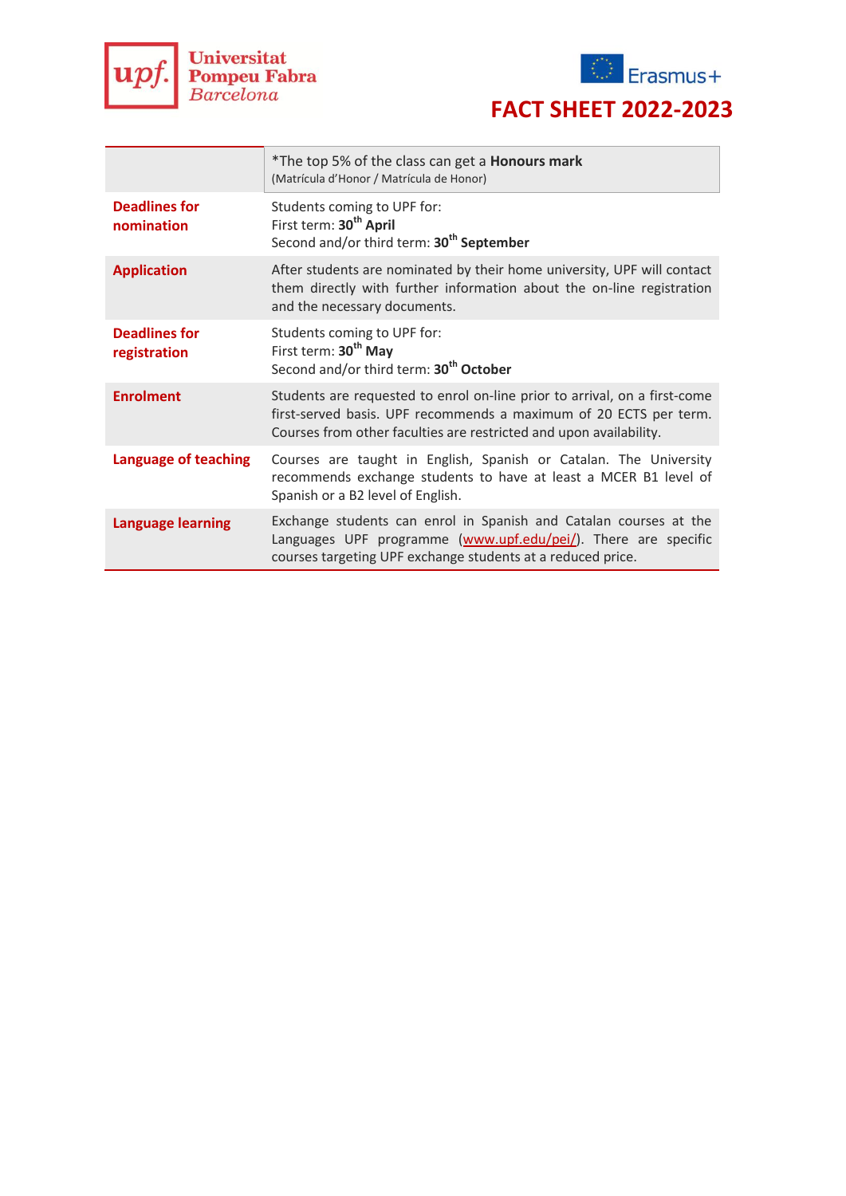# FACT SHEET 2022-2023

| | |
|---|---|
| | *The top 5% of the class can get a **Honours mark** (Matrícula d'Honor / Matrícula de Honor) |
| **Deadlines for nomination** | Students coming to UPF for:<br>First term: **30th April**<br>Second and/or third term: **30th September** |
| **Application** | After students are nominated by their home university, UPF will contact them directly with further information about the on-line registration and the necessary documents. |
| **Deadlines for registration** | Students coming to UPF for:<br>First term: **30th May**<br>Second and/or third term: **30th October** |
| **Enrolment** | Students are requested to enrol on-line prior to arrival, on a first-come first-served basis. UPF recommends a maximum of 20 ECTS per term. Courses from other faculties are restricted and upon availability. |
| **Language of teaching** | Courses are taught in English, Spanish or Catalan. The University recommends exchange students to have at least a MCER B1 level of Spanish or a B2 level of English. |
| **Language learning** | Exchange students can enrol in Spanish and Catalan courses at the Languages UPF programme (www.upf.edu/pei/). There are specific courses targeting UPF exchange students at a reduced price. |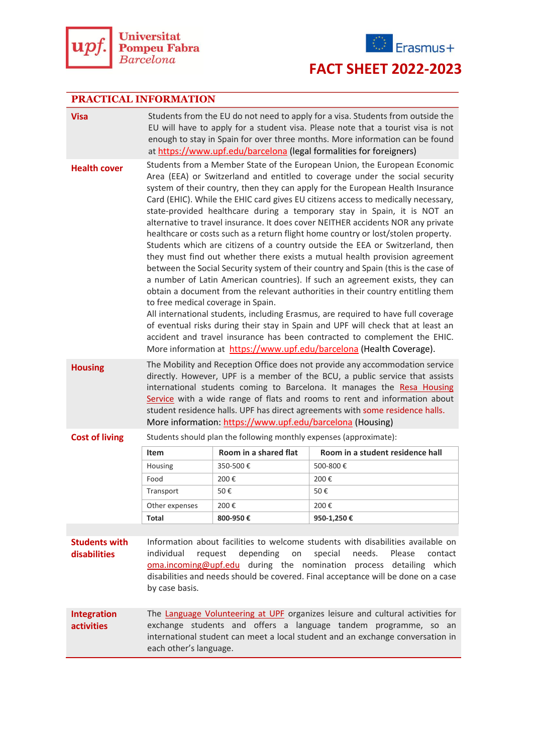Universitat Pompeu Fabra Barcelona

Erasmus+

# FACT SHEET 2022-2023

## PRACTICAL INFORMATION

**Visa**

Students from the EU do not need to apply for a visa. Students from outside the EU will have to apply for a student visa. Please note that a tourist visa is not enough to stay in Spain for over three months. More information can be found at https://www.upf.edu/barcelona (legal formalities for foreigners)

**Health cover**

Students from a Member State of the European Union, the European Economic Area (EEA) or Switzerland and entitled to coverage under the social security system of their country, then they can apply for the European Health Insurance Card (EHIC). While the EHIC card gives EU citizens access to medically necessary, state-provided healthcare during a temporary stay in Spain, it is NOT an alternative to travel insurance. It does cover NEITHER accidents NOR any private healthcare or costs such as a return flight home country or lost/stolen property.
Students which are citizens of a country outside the EEA or Switzerland, then they must find out whether there exists a mutual health provision agreement between the Social Security system of their country and Spain (this is the case of a number of Latin American countries). If such an agreement exists, they can obtain a document from the relevant authorities in their country entitling them to free medical coverage in Spain.
All international students, including Erasmus, are required to have full coverage of eventual risks during their stay in Spain and UPF will check that at least an accident and travel insurance has been contracted to complement the EHIC. More information at https://www.upf.edu/barcelona (Health Coverage).

**Housing**

The Mobility and Reception Office does not provide any accommodation service directly. However, UPF is a member of the BCU, a public service that assists international students coming to Barcelona. It manages the Resa Housing Service with a wide range of flats and rooms to rent and information about student residence halls. UPF has direct agreements with some residence halls.
More information: https://www.upf.edu/barcelona (Housing)

**Cost of living**

Students should plan the following monthly expenses (approximate):

| Item | Room in a shared flat | Room in a student residence hall |
|---|---|---|
| Housing | 350-500 € | 500-800 € |
| Food | 200 € | 200 € |
| Transport | 50 € | 50 € |
| Other expenses | 200 € | 200 € |
| **Total** | **800-950 €** | **950-1,250 €** |

**Students with disabilities**

Information about facilities to welcome students with disabilities available on individual request depending on special needs. Please contact oma.incoming@upf.edu during the nomination process detailing which disabilities and needs should be covered. Final acceptance will be done on a case by case basis.

**Integration activities**

The Language Volunteering at UPF organizes leisure and cultural activities for exchange students and offers a language tandem programme, so an international student can meet a local student and an exchange conversation in each other's language.